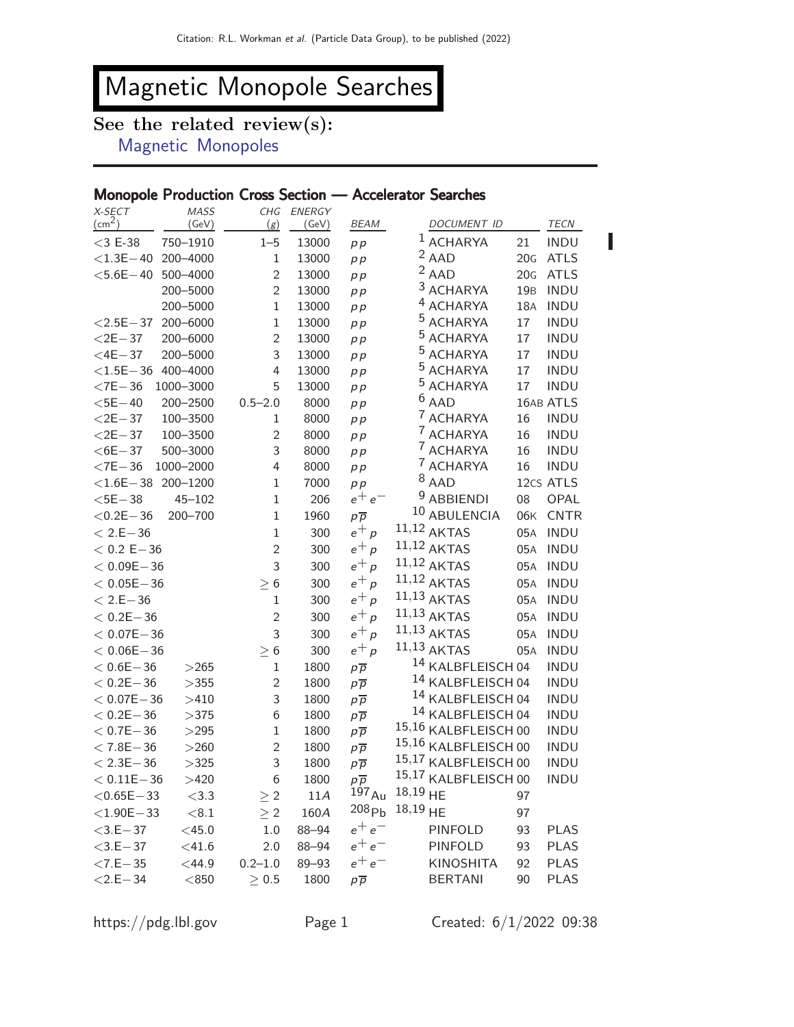# Magnetic Monopole Searches

## See the related review(s):

Magnetic Monopoles

### Monopole Production Cross Section — Accelerator Searches

| X-SECT ($cm^2$) | MASS (GeV) | CHG ($g$) | ENERGY (GeV) | BEAM | DOCUMENT ID | | TECN |
|---|---|---|---|---|---|---|---|
| <3 E-38 | 750–1910 | 1–5 | 13000 | $pp$ | [1] ACHARYA | 21 | INDU |
| <1.3E−40 | 200–4000 | 1 | 13000 | $pp$ | [2] AAD | 20G | ATLS |
| <5.6E−40 | 500–4000 | 2 | 13000 | $pp$ | [2] AAD | 20G | ATLS |
| | 200–5000 | 2 | 13000 | $pp$ | [3] ACHARYA | 19B | INDU |
| | 200–5000 | 1 | 13000 | $pp$ | [4] ACHARYA | 18A | INDU |
| <2.5E−37 | 200–6000 | 1 | 13000 | $pp$ | [5] ACHARYA | 17 | INDU |
| <2E−37 | 200–6000 | 2 | 13000 | $pp$ | [5] ACHARYA | 17 | INDU |
| <4E−37 | 200–5000 | 3 | 13000 | $pp$ | [5] ACHARYA | 17 | INDU |
| <1.5E−36 | 400–4000 | 4 | 13000 | $pp$ | [5] ACHARYA | 17 | INDU |
| <7E−36 | 1000–3000 | 5 | 13000 | $pp$ | [5] ACHARYA | 17 | INDU |
| <5E−40 | 200–2500 | 0.5–2.0 | 8000 | $pp$ | [6] AAD | 16AB | ATLS |
| <2E−37 | 100–3500 | 1 | 8000 | $pp$ | [7] ACHARYA | 16 | INDU |
| <2E−37 | 100–3500 | 2 | 8000 | $pp$ | [7] ACHARYA | 16 | INDU |
| <6E−37 | 500–3000 | 3 | 8000 | $pp$ | [7] ACHARYA | 16 | INDU |
| <7E−36 | 1000–2000 | 4 | 8000 | $pp$ | [7] ACHARYA | 16 | INDU |
| <1.6E−38 | 200–1200 | 1 | 7000 | $pp$ | [8] AAD | 12CS | ATLS |
| <5E−38 | 45–102 | 1 | 206 | $e^+ e^-$ | [9] ABBIENDI | 08 | OPAL |
| <0.2E−36 | 200–700 | 1 | 1960 | $p\overline{p}$ | [10] ABULENCIA | 06K | CNTR |
| < 2.E−36 | | 1 | 300 | $e^+ p$ | [11,12] AKTAS | 05A | INDU |
| < 0.2 E−36 | | 2 | 300 | $e^+ p$ | [11,12] AKTAS | 05A | INDU |
| < 0.09E−36 | | 3 | 300 | $e^+ p$ | [11,12] AKTAS | 05A | INDU |
| < 0.05E−36 | | ≥ 6 | 300 | $e^+ p$ | [11,12] AKTAS | 05A | INDU |
| < 2.E−36 | | 1 | 300 | $e^+ p$ | [11,13] AKTAS | 05A | INDU |
| < 0.2E−36 | | 2 | 300 | $e^+ p$ | [11,13] AKTAS | 05A | INDU |
| < 0.07E−36 | | 3 | 300 | $e^+ p$ | [11,13] AKTAS | 05A | INDU |
| < 0.06E−36 | | ≥ 6 | 300 | $e^+ p$ | [11,13] AKTAS | 05A | INDU |
| < 0.6E−36 | >265 | 1 | 1800 | $p\overline{p}$ | [14] KALBFLEISCH | 04 | INDU |
| < 0.2E−36 | >355 | 2 | 1800 | $p\overline{p}$ | [14] KALBFLEISCH | 04 | INDU |
| < 0.07E−36 | >410 | 3 | 1800 | $p\overline{p}$ | [14] KALBFLEISCH | 04 | INDU |
| < 0.2E−36 | >375 | 6 | 1800 | $p\overline{p}$ | [14] KALBFLEISCH | 04 | INDU |
| < 0.7E−36 | >295 | 1 | 1800 | $p\overline{p}$ | [15,16] KALBFLEISCH | 00 | INDU |
| < 7.8E−36 | >260 | 2 | 1800 | $p\overline{p}$ | [15,16] KALBFLEISCH | 00 | INDU |
| < 2.3E−36 | >325 | 3 | 1800 | $p\overline{p}$ | [15,17] KALBFLEISCH | 00 | INDU |
| < 0.11E−36 | >420 | 6 | 1800 | $p\overline{p}$ | [15,17] KALBFLEISCH | 00 | INDU |
| <0.65E−33 | <3.3 | ≥ 2 | 11$A$ | $^{197}$Au | [18,19] HE | 97 | |
| <1.90E−33 | <8.1 | ≥ 2 | 160$A$ | $^{208}$Pb | [18,19] HE | 97 | |
| <3.E−37 | <45.0 | 1.0 | 88–94 | $e^+ e^-$ | PINFOLD | 93 | PLAS |
| <3.E−37 | <41.6 | 2.0 | 88–94 | $e^+ e^-$ | PINFOLD | 93 | PLAS |
| <7.E−35 | <44.9 | 0.2–1.0 | 89–93 | $e^+ e^-$ | KINOSHITA | 92 | PLAS |
| <2.E−34 | <850 | ≥ 0.5 | 1800 | $p\overline{p}$ | BERTANI | 90 | PLAS |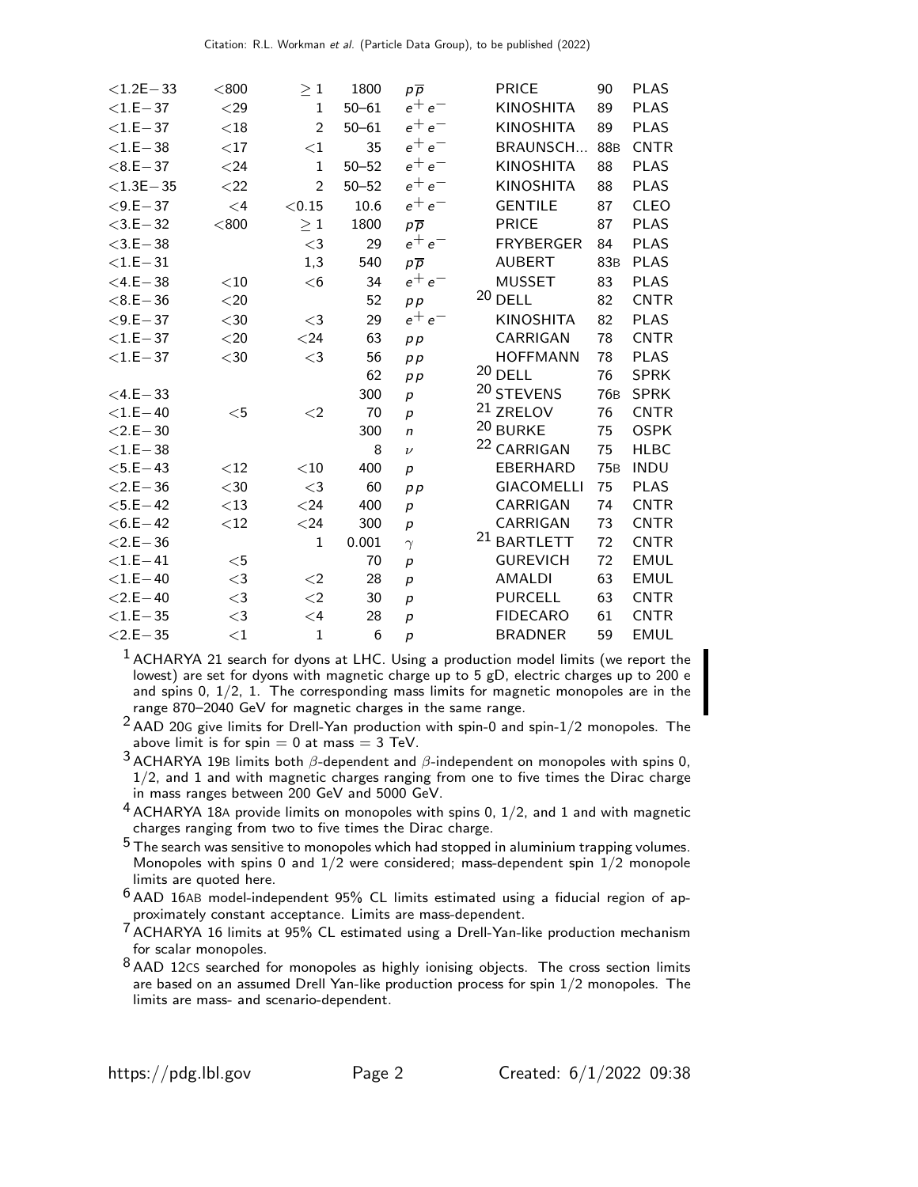| | | | | | | | |
|---|---|---|---|---|---|---|---|
| <1.2E−33 | <800 | ≥ 1 | 1800 | $p\overline{p}$ | PRICE | 90 | PLAS |
| <1.E−37 | <29 | 1 | 50–61 | $e^+e^-$ | KINOSHITA | 89 | PLAS |
| <1.E−37 | <18 | 2 | 50–61 | $e^+e^-$ | KINOSHITA | 89 | PLAS |
| <1.E−38 | <17 | <1 | 35 | $e^+e^-$ | BRAUNSCH... | 88B | CNTR |
| <8.E−37 | <24 | 1 | 50–52 | $e^+e^-$ | KINOSHITA | 88 | PLAS |
| <1.3E−35 | <22 | 2 | 50–52 | $e^+e^-$ | KINOSHITA | 88 | PLAS |
| <9.E−37 | <4 | <0.15 | 10.6 | $e^+e^-$ | GENTILE | 87 | CLEO |
| <3.E−32 | <800 | ≥ 1 | 1800 | $p\overline{p}$ | PRICE | 87 | PLAS |
| <3.E−38 | | <3 | 29 | $e^+e^-$ | FRYBERGER | 84 | PLAS |
| <1.E−31 | | 1,3 | 540 | $p\overline{p}$ | AUBERT | 83B | PLAS |
| <4.E−38 | <10 | <6 | 34 | $e^+e^-$ | MUSSET | 83 | PLAS |
| <8.E−36 | <20 | | 52 | $pp$ | [20] DELL | 82 | CNTR |
| <9.E−37 | <30 | <3 | 29 | $e^+e^-$ | KINOSHITA | 82 | PLAS |
| <1.E−37 | <20 | <24 | 63 | $pp$ | CARRIGAN | 78 | CNTR |
| <1.E−37 | <30 | <3 | 56 | $pp$ | HOFFMANN | 78 | PLAS |
| | | | 62 | $pp$ | [20] DELL | 76 | SPRK |
| <4.E−33 | | | 300 | $p$ | [20] STEVENS | 76B | SPRK |
| <1.E−40 | <5 | <2 | 70 | $p$ | [21] ZRELOV | 76 | CNTR |
| <2.E−30 | | | 300 | $n$ | [20] BURKE | 75 | OSPK |
| <1.E−38 | | | 8 | $\nu$ | [22] CARRIGAN | 75 | HLBC |
| <5.E−43 | <12 | <10 | 400 | $p$ | EBERHARD | 75B | INDU |
| <2.E−36 | <30 | <3 | 60 | $pp$ | GIACOMELLI | 75 | PLAS |
| <5.E−42 | <13 | <24 | 400 | $p$ | CARRIGAN | 74 | CNTR |
| <6.E−42 | <12 | <24 | 300 | $p$ | CARRIGAN | 73 | CNTR |
| <2.E−36 | | 1 | 0.001 | $\gamma$ | [21] BARTLETT | 72 | CNTR |
| <1.E−41 | <5 | | 70 | $p$ | GUREVICH | 72 | EMUL |
| <1.E−40 | <3 | <2 | 28 | $p$ | AMALDI | 63 | EMUL |
| <2.E−40 | <3 | <2 | 30 | $p$ | PURCELL | 63 | CNTR |
| <1.E−35 | <3 | <4 | 28 | $p$ | FIDECARO | 61 | CNTR |
| <2.E−35 | <1 | 1 | 6 | $p$ | BRADNER | 59 | EMUL |

[1] ACHARYA 21 search for dyons at LHC. Using a production model limits (we report the lowest) are set for dyons with magnetic charge up to 5 gD, electric charges up to 200 e and spins 0, 1/2, 1. The corresponding mass limits for magnetic monopoles are in the range 870–2040 GeV for magnetic charges in the same range.

[2] AAD 20G give limits for Drell-Yan production with spin-0 and spin-1/2 monopoles. The above limit is for spin = 0 at mass = 3 TeV.

[3] ACHARYA 19B limits both $\beta$-dependent and $\beta$-independent on monopoles with spins 0, 1/2, and 1 and with magnetic charges ranging from one to five times the Dirac charge in mass ranges between 200 GeV and 5000 GeV.

[4] ACHARYA 18A provide limits on monopoles with spins 0, 1/2, and 1 and with magnetic charges ranging from two to five times the Dirac charge.

[5] The search was sensitive to monopoles which had stopped in aluminium trapping volumes. Monopoles with spins 0 and 1/2 were considered; mass-dependent spin 1/2 monopole limits are quoted here.

[6] AAD 16AB model-independent 95% CL limits estimated using a fiducial region of approximately constant acceptance. Limits are mass-dependent.

[7] ACHARYA 16 limits at 95% CL estimated using a Drell-Yan-like production mechanism for scalar monopoles.

[8] AAD 12CS searched for monopoles as highly ionising objects. The cross section limits are based on an assumed Drell Yan-like production process for spin 1/2 monopoles. The limits are mass- and scenario-dependent.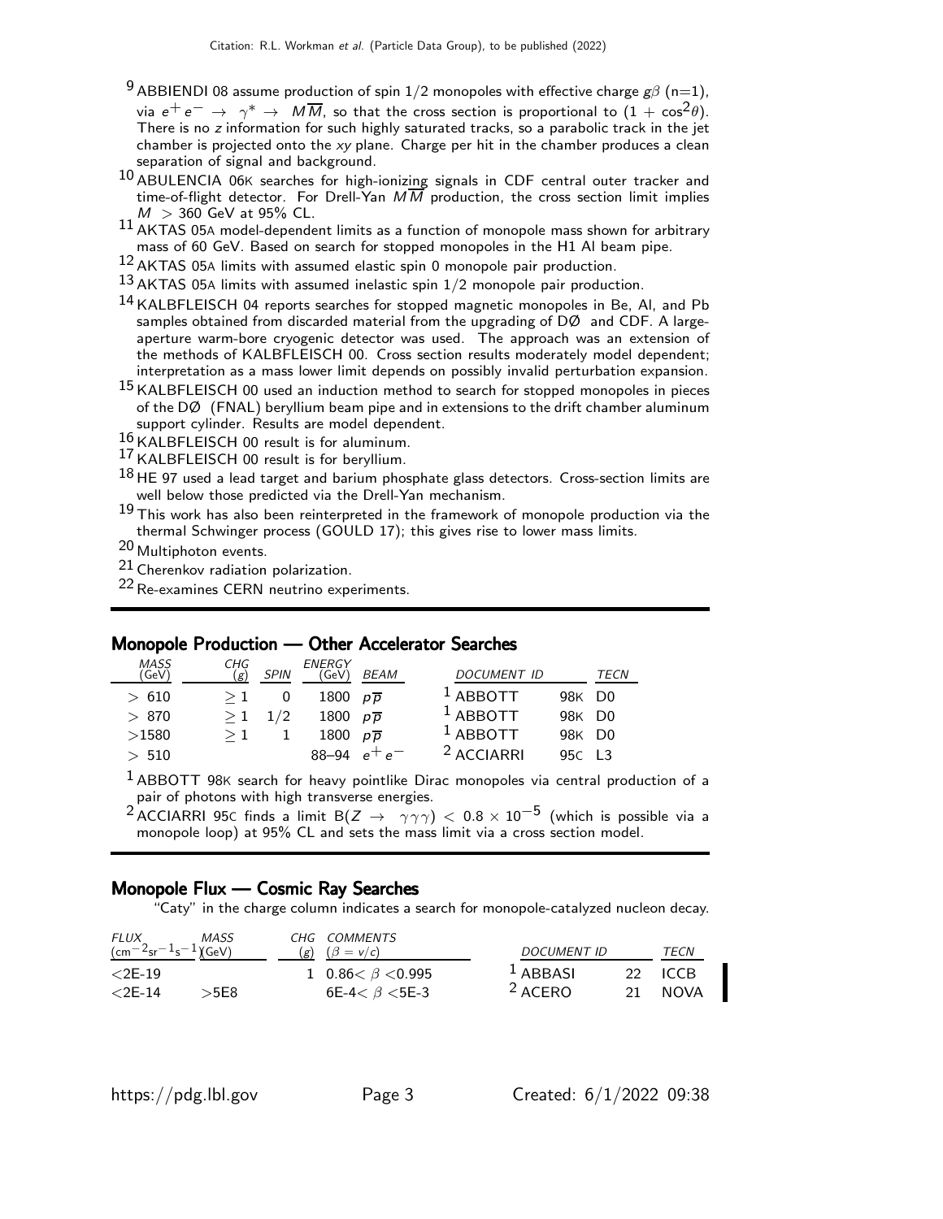[9] ABBIENDI 08 assume production of spin 1/2 monopoles with effective charge $g\beta$ (n=1), via $e^+ e^- \rightarrow \gamma^* \rightarrow M\overline{M}$, so that the cross section is proportional to $(1 + \cos^2\theta)$. There is no $z$ information for such highly saturated tracks, so a parabolic track in the jet chamber is projected onto the $xy$ plane. Charge per hit in the chamber produces a clean separation of signal and background.

[10] ABULENCIA 06K searches for high-ionizing signals in CDF central outer tracker and time-of-flight detector. For Drell-Yan $M\overline{M}$ production, the cross section limit implies $M > 360$ GeV at 95% CL.

[11] AKTAS 05A model-dependent limits as a function of monopole mass shown for arbitrary mass of 60 GeV. Based on search for stopped monopoles in the H1 Al beam pipe.

[12] AKTAS 05A limits with assumed elastic spin 0 monopole pair production.

[13] AKTAS 05A limits with assumed inelastic spin 1/2 monopole pair production.

[14] KALBFLEISCH 04 reports searches for stopped magnetic monopoles in Be, Al, and Pb samples obtained from discarded material from the upgrading of DØ and CDF. A large-aperture warm-bore cryogenic detector was used. The approach was an extension of the methods of KALBFLEISCH 00. Cross section results moderately model dependent; interpretation as a mass lower limit depends on possibly invalid perturbation expansion.

[15] KALBFLEISCH 00 used an induction method to search for stopped monopoles in pieces of the DØ (FNAL) beryllium beam pipe and in extensions to the drift chamber aluminum support cylinder. Results are model dependent.

[16] KALBFLEISCH 00 result is for aluminum.

[17] KALBFLEISCH 00 result is for beryllium.

[18] HE 97 used a lead target and barium phosphate glass detectors. Cross-section limits are well below those predicted via the Drell-Yan mechanism.

[19] This work has also been reinterpreted in the framework of monopole production via the thermal Schwinger process (GOULD 17); this gives rise to lower mass limits.

[20] Multiphoton events.

[21] Cherenkov radiation polarization.

[22] Re-examines CERN neutrino experiments.

## Monopole Production — Other Accelerator Searches

| MASS (GeV) | CHG ($g$) | SPIN | ENERGY (GeV) | BEAM | DOCUMENT ID | | TECN |
|---|---|---|---|---|---|---|---|
| > 610 | $\geq 1$ | 0 | 1800 | $p\overline{p}$ | [1] ABBOTT | 98K | D0 |
| > 870 | $\geq 1$ | 1/2 | 1800 | $p\overline{p}$ | [1] ABBOTT | 98K | D0 |
| >1580 | $\geq 1$ | 1 | 1800 | $p\overline{p}$ | [1] ABBOTT | 98K | D0 |
| > 510 | | | 88–94 | $e^+ e^-$ | [2] ACCIARRI | 95C | L3 |

[1] ABBOTT 98K search for heavy pointlike Dirac monopoles via central production of a pair of photons with high transverse energies.

[2] ACCIARRI 95C finds a limit $B(Z \rightarrow \gamma\gamma\gamma) < 0.8 \times 10^{-5}$ (which is possible via a monopole loop) at 95% CL and sets the mass limit via a cross section model.

## Monopole Flux — Cosmic Ray Searches

"Caty" in the charge column indicates a search for monopole-catalyzed nucleon decay.

| FLUX ($cm^{-2}sr^{-1}s^{-1}$) | MASS (GeV) | CHG ($g$) | COMMENTS ($\beta = v/c$) | DOCUMENT ID | | TECN |
|---|---|---|---|---|---|---|
| <2E-19 | | 1 | $0.86 < \beta < 0.995$ | [1] ABBASI | 22 | ICCB |
| <2E-14 | >5E8 | | 6E-4$< \beta <$5E-3 | [2] ACERO | 21 | NOVA |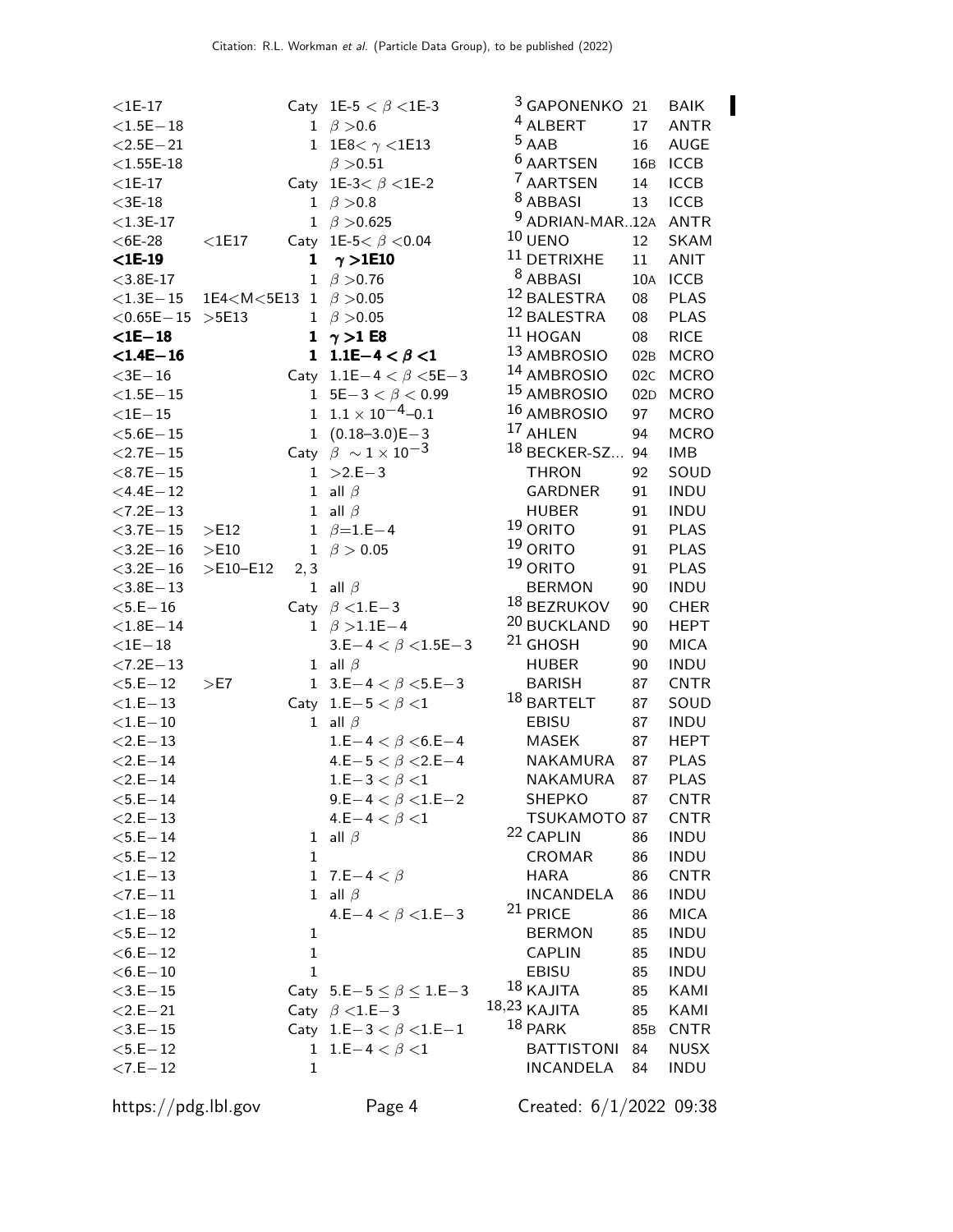| FLUX | MASS | CHG | COMMENTS | DOCUMENT ID | | TECN |
|---|---|---|---|---|---|---|
| <1E-17 | | Caty | 1E-5 < $\beta$ <1E-3 | [3] GAPONENKO | 21 | BAIK |
| <1.5E−18 | | 1 | $\beta$ >0.6 | [4] ALBERT | 17 | ANTR |
| <2.5E−21 | | 1 | 1E8< $\gamma$ <1E13 | [5] AAB | 16 | AUGE |
| <1.55E-18 | | | $\beta$ >0.51 | [6] AARTSEN | 16B | ICCB |
| <1E-17 | | Caty | 1E-3< $\beta$ <1E-2 | [7] AARTSEN | 14 | ICCB |
| <3E-18 | | 1 | $\beta$ >0.8 | [8] ABBASI | 13 | ICCB |
| <1.3E-17 | | 1 | $\beta$ >0.625 | [9] ADRIAN-MAR... | 12A | ANTR |
| <6E-28 | <1E17 | Caty | 1E-5< $\beta$ <0.04 | [10] UENO | 12 | SKAM |
| **<1E-19** | | **1** | **$\gamma$ >1E10** | [11] DETRIXHE | 11 | ANIT |
| <3.8E-17 | | 1 | $\beta$ >0.76 | [8] ABBASI | 10A | ICCB |
| <1.3E−15 | 1E4<M<5E13 | 1 | $\beta$ >0.05 | [12] BALESTRA | 08 | PLAS |
| <0.65E−15 | >5E13 | 1 | $\beta$ >0.05 | [12] BALESTRA | 08 | PLAS |
| **<1E−18** | | **1** | **$\gamma$ >1 E8** | [11] HOGAN | 08 | RICE |
| **<1.4E−16** | | **1** | **1.1E−4 < $\beta$ <1** | [13] AMBROSIO | 02B | MCRO |
| <3E−16 | | Caty | 1.1E−4 < $\beta$ <5E−3 | [14] AMBROSIO | 02C | MCRO |
| <1.5E−15 | | 1 | 5E−3 < $\beta$ < 0.99 | [15] AMBROSIO | 02D | MCRO |
| <1E−15 | | 1 | $1.1 \times 10^{-4}$–0.1 | [16] AMBROSIO | 97 | MCRO |
| <5.6E−15 | | 1 | (0.18–3.0)E−3 | [17] AHLEN | 94 | MCRO |
| <2.7E−15 | | Caty | $\beta \sim 1 \times 10^{-3}$ | [18] BECKER-SZ... | 94 | IMB |
| <8.7E−15 | | 1 | >2.E−3 | THRON | 92 | SOUD |
| <4.4E−12 | | 1 | all $\beta$ | GARDNER | 91 | INDU |
| <7.2E−13 | | 1 | all $\beta$ | HUBER | 91 | INDU |
| <3.7E−15 | >E12 | 1 | $\beta$=1.E−4 | [19] ORITO | 91 | PLAS |
| <3.2E−16 | >E10 | 1 | $\beta$ > 0.05 | [19] ORITO | 91 | PLAS |
| <3.2E−16 | >E10–E12 | 2, 3 | | [19] ORITO | 91 | PLAS |
| <3.8E−13 | | 1 | all $\beta$ | BERMON | 90 | INDU |
| <5.E−16 | | Caty | $\beta$ <1.E−3 | [18] BEZRUKOV | 90 | CHER |
| <1.8E−14 | | 1 | $\beta$ >1.1E−4 | [20] BUCKLAND | 90 | HEPT |
| <1E−18 | | | 3.E−4 < $\beta$ <1.5E−3 | [21] GHOSH | 90 | MICA |
| <7.2E−13 | | 1 | all $\beta$ | HUBER | 90 | INDU |
| <5.E−12 | >E7 | 1 | 3.E−4 < $\beta$ <5.E−3 | BARISH | 87 | CNTR |
| <1.E−13 | | Caty | 1.E−5 < $\beta$ <1 | [18] BARTELT | 87 | SOUD |
| <1.E−10 | | 1 | all $\beta$ | EBISU | 87 | INDU |
| <2.E−13 | | | 1.E−4 < $\beta$ <6.E−4 | MASEK | 87 | HEPT |
| <2.E−14 | | | 4.E−5 < $\beta$ <2.E−4 | NAKAMURA | 87 | PLAS |
| <2.E−14 | | | 1.E−3 < $\beta$ <1 | NAKAMURA | 87 | PLAS |
| <5.E−14 | | | 9.E−4 < $\beta$ <1.E−2 | SHEPKO | 87 | CNTR |
| <2.E−13 | | | 4.E−4 < $\beta$ <1 | TSUKAMOTO | 87 | CNTR |
| <5.E−14 | | 1 | all $\beta$ | [22] CAPLIN | 86 | INDU |
| <5.E−12 | | 1 | | CROMAR | 86 | INDU |
| <1.E−13 | | 1 | 7.E−4 < $\beta$ | HARA | 86 | CNTR |
| <7.E−11 | | 1 | all $\beta$ | INCANDELA | 86 | INDU |
| <1.E−18 | | | 4.E−4 < $\beta$ <1.E−3 | [21] PRICE | 86 | MICA |
| <5.E−12 | | 1 | | BERMON | 85 | INDU |
| <6.E−12 | | 1 | | CAPLIN | 85 | INDU |
| <6.E−10 | | 1 | | EBISU | 85 | INDU |
| <3.E−15 | | Caty | 5.E−5 ≤ $\beta$ ≤ 1.E−3 | [18] KAJITA | 85 | KAMI |
| <2.E−21 | | Caty | $\beta$ <1.E−3 | [18,23] KAJITA | 85 | KAMI |
| <3.E−15 | | Caty | 1.E−3 < $\beta$ <1.E−1 | [18] PARK | 85B | CNTR |
| <5.E−12 | | 1 | 1.E−4 < $\beta$ <1 | BATTISTONI | 84 | NUSX |
| <7.E−12 | | 1 | | INCANDELA | 84 | INDU |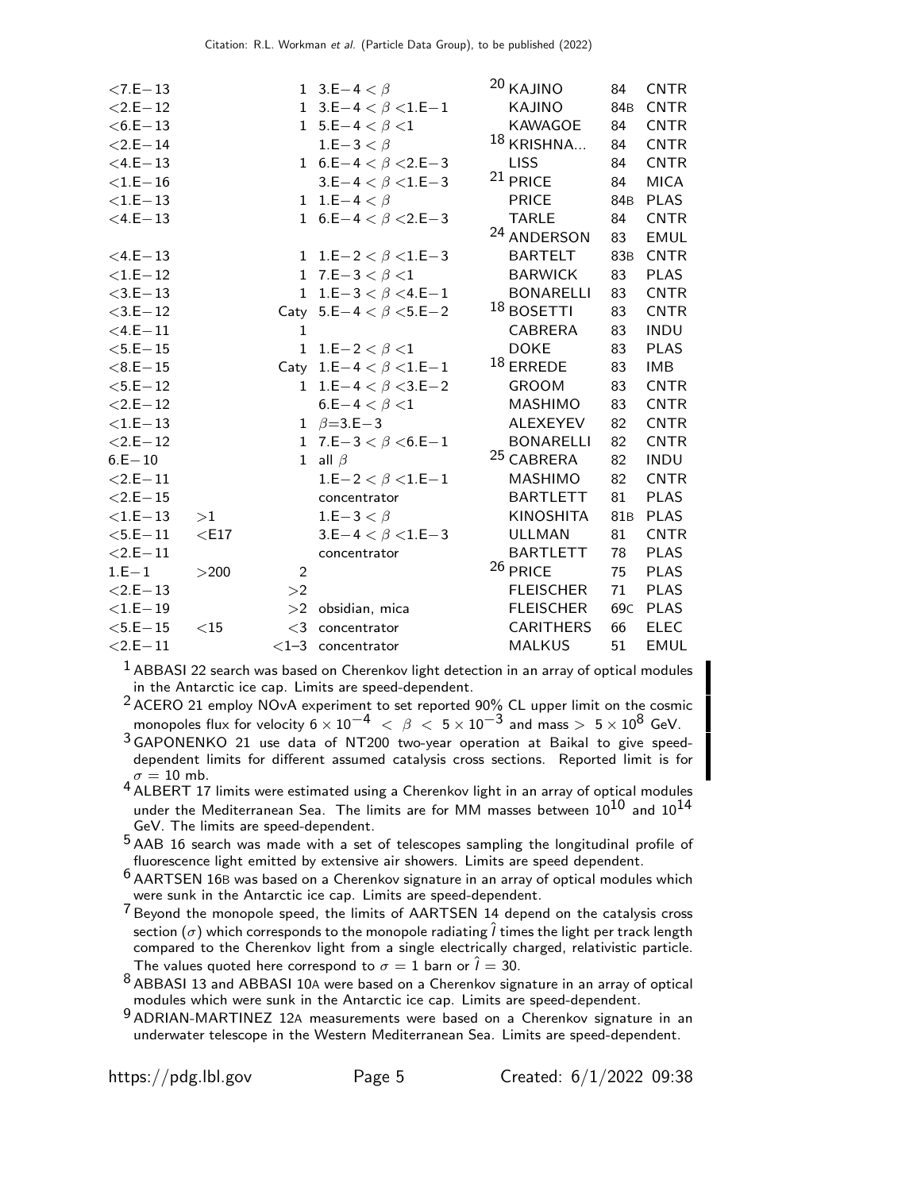| | | | | | | |
|---|---|---|---|---|---|---|
| <7.E−13 | | 1 | 3.E−4 < $\beta$ | [20] KAJINO | 84 | CNTR |
| <2.E−12 | | 1 | 3.E−4 < $\beta$ <1.E−1 | KAJINO | 84B | CNTR |
| <6.E−13 | | 1 | 5.E−4 < $\beta$ <1 | KAWAGOE | 84 | CNTR |
| <2.E−14 | | | 1.E−3 < $\beta$ | [18] KRISHNA... | 84 | CNTR |
| <4.E−13 | | 1 | 6.E−4 < $\beta$ <2.E−3 | LISS | 84 | CNTR |
| <1.E−16 | | | 3.E−4 < $\beta$ <1.E−3 | [21] PRICE | 84 | MICA |
| <1.E−13 | | 1 | 1.E−4 < $\beta$ | PRICE | 84B | PLAS |
| <4.E−13 | | 1 | 6.E−4 < $\beta$ <2.E−3 | TARLE | 84 | CNTR |
| | | | | [24] ANDERSON | 83 | EMUL |
| <4.E−13 | | 1 | 1.E−2 < $\beta$ <1.E−3 | BARTELT | 83B | CNTR |
| <1.E−12 | | 1 | 7.E−3 < $\beta$ <1 | BARWICK | 83 | PLAS |
| <3.E−13 | | 1 | 1.E−3 < $\beta$ <4.E−1 | BONARELLI | 83 | CNTR |
| <3.E−12 | | Caty | 5.E−4 < $\beta$ <5.E−2 | [18] BOSETTI | 83 | CNTR |
| <4.E−11 | | 1 | | CABRERA | 83 | INDU |
| <5.E−15 | | 1 | 1.E−2 < $\beta$ <1 | DOKE | 83 | PLAS |
| <8.E−15 | | Caty | 1.E−4 < $\beta$ <1.E−1 | [18] ERREDE | 83 | IMB |
| <5.E−12 | | 1 | 1.E−4 < $\beta$ <3.E−2 | GROOM | 83 | CNTR |
| <2.E−12 | | | 6.E−4 < $\beta$ <1 | MASHIMO | 83 | CNTR |
| <1.E−13 | | 1 | $\beta$=3.E−3 | ALEXEYEV | 82 | CNTR |
| <2.E−12 | | 1 | 7.E−3 < $\beta$ <6.E−1 | BONARELLI | 82 | CNTR |
| 6.E−10 | | 1 | all $\beta$ | [25] CABRERA | 82 | INDU |
| <2.E−11 | | | 1.E−2 < $\beta$ <1.E−1 | MASHIMO | 82 | CNTR |
| <2.E−15 | | | concentrator | BARTLETT | 81 | PLAS |
| <1.E−13 | >1 | | 1.E−3 < $\beta$ | KINOSHITA | 81B | PLAS |
| <5.E−11 | <E17 | | 3.E−4 < $\beta$ <1.E−3 | ULLMAN | 81 | CNTR |
| <2.E−11 | | | concentrator | BARTLETT | 78 | PLAS |
| 1.E−1 | >200 | 2 | | [26] PRICE | 75 | PLAS |
| <2.E−13 | | >2 | | FLEISCHER | 71 | PLAS |
| <1.E−19 | | >2 | obsidian, mica | FLEISCHER | 69C | PLAS |
| <5.E−15 | <15 | <3 | concentrator | CARITHERS | 66 | ELEC |
| <2.E−11 | | <1–3 | concentrator | MALKUS | 51 | EMUL |

[1] ABBASI 22 search was based on Cherenkov light detection in an array of optical modules in the Antarctic ice cap. Limits are speed-dependent.

[2] ACERO 21 employ NOvA experiment to set reported 90% CL upper limit on the cosmic monopoles flux for velocity $6 \times 10^{-4} < \beta < 5 \times 10^{-3}$ and mass $> 5 \times 10^{8}$ GeV.

[3] GAPONENKO 21 use data of NT200 two-year operation at Baikal to give speed-dependent limits for different assumed catalysis cross sections. Reported limit is for $\sigma = 10$ mb.

[4] ALBERT 17 limits were estimated using a Cherenkov light in an array of optical modules under the Mediterranean Sea. The limits are for MM masses between $10^{10}$ and $10^{14}$ GeV. The limits are speed-dependent.

[5] AAB 16 search was made with a set of telescopes sampling the longitudinal profile of fluorescence light emitted by extensive air showers. Limits are speed dependent.

[6] AARTSEN 16B was based on a Cherenkov signature in an array of optical modules which were sunk in the Antarctic ice cap. Limits are speed-dependent.

[7] Beyond the monopole speed, the limits of AARTSEN 14 depend on the catalysis cross section ($\sigma$) which corresponds to the monopole radiating $\hat{l}$ times the light per track length compared to the Cherenkov light from a single electrically charged, relativistic particle. The values quoted here correspond to $\sigma = 1$ barn or $\hat{l} = 30$.

[8] ABBASI 13 and ABBASI 10A were based on a Cherenkov signature in an array of optical modules which were sunk in the Antarctic ice cap. Limits are speed-dependent.

[9] ADRIAN-MARTINEZ 12A measurements were based on a Cherenkov signature in an underwater telescope in the Western Mediterranean Sea. Limits are speed-dependent.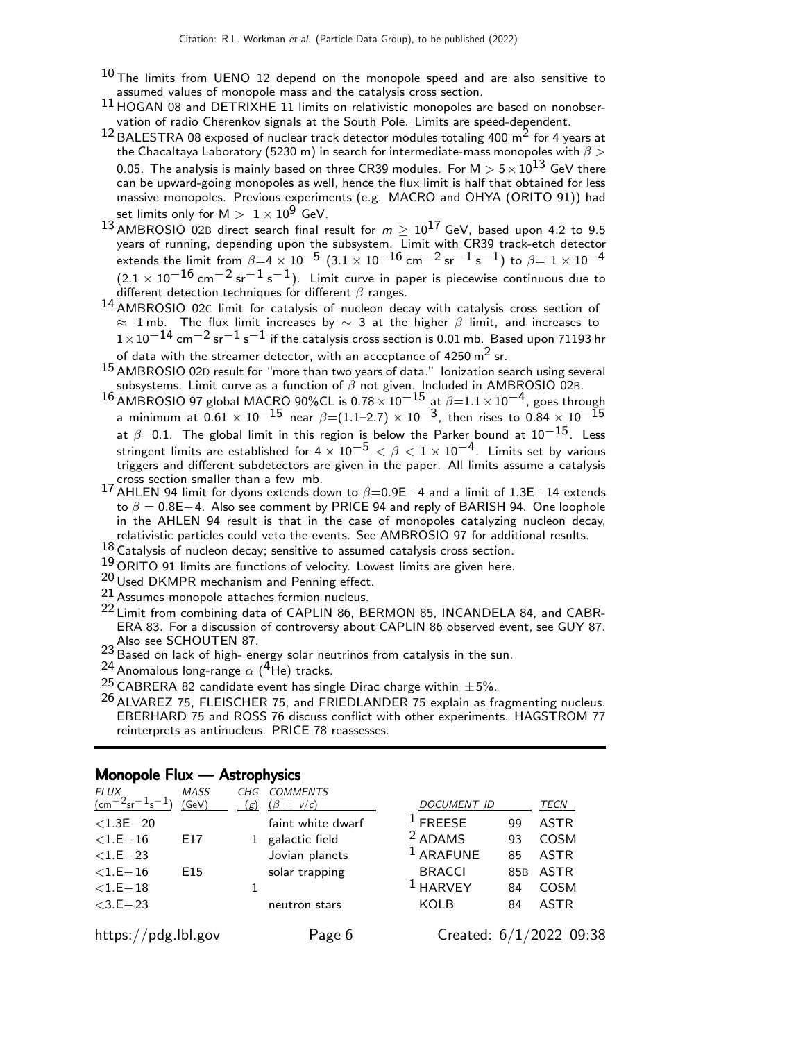[10] The limits from UENO 12 depend on the monopole speed and are also sensitive to assumed values of monopole mass and the catalysis cross section.

[11] HOGAN 08 and DETRIXHE 11 limits on relativistic monopoles are based on nonobservation of radio Cherenkov signals at the South Pole. Limits are speed-dependent.

[12] BALESTRA 08 exposed of nuclear track detector modules totaling 400 $m^2$ for 4 years at the Chacaltaya Laboratory (5230 m) in search for intermediate-mass monopoles with $\beta >$ 0.05. The analysis is mainly based on three CR39 modules. For $M > 5 \times 10^{13}$ GeV there can be upward-going monopoles as well, hence the flux limit is half that obtained for less massive monopoles. Previous experiments (e.g. MACRO and OHYA (ORITO 91)) had set limits only for $M > 1 \times 10^{9}$ GeV.

[13] AMBROSIO 02B direct search final result for $m \geq 10^{17}$ GeV, based upon 4.2 to 9.5 years of running, depending upon the subsystem. Limit with CR39 track-etch detector extends the limit from $\beta$=4 $\times 10^{-5}$ ($3.1 \times 10^{-16}$ cm$^{-2}$ sr$^{-1}$ s$^{-1}$) to $\beta$= $1 \times 10^{-4}$ ($2.1 \times 10^{-16}$ cm$^{-2}$ sr$^{-1}$ s$^{-1}$). Limit curve in paper is piecewise continuous due to different detection techniques for different $\beta$ ranges.

[14] AMBROSIO 02C limit for catalysis of nucleon decay with catalysis cross section of $\approx$ 1 mb. The flux limit increases by $\sim$ 3 at the higher $\beta$ limit, and increases to $1 \times 10^{-14}$ cm$^{-2}$ sr$^{-1}$ s$^{-1}$ if the catalysis cross section is 0.01 mb. Based upon 71193 hr of data with the streamer detector, with an acceptance of 4250 $m^2$ sr.

[15] AMBROSIO 02D result for "more than two years of data." Ionization search using several subsystems. Limit curve as a function of $\beta$ not given. Included in AMBROSIO 02B.

[16] AMBROSIO 97 global MACRO 90%CL is $0.78 \times 10^{-15}$ at $\beta$=$1.1 \times 10^{-4}$, goes through a minimum at $0.61 \times 10^{-15}$ near $\beta$=$(1.1\text{–}2.7) \times 10^{-3}$, then rises to $0.84 \times 10^{-15}$ at $\beta$=0.1. The global limit in this region is below the Parker bound at $10^{-15}$. Less stringent limits are established for $4 \times 10^{-5} < \beta < 1 \times 10^{-4}$. Limits set by various triggers and different subdetectors are given in the paper. All limits assume a catalysis cross section smaller than a few mb.

[17] AHLEN 94 limit for dyons extends down to $\beta$=0.9E$-$4 and a limit of 1.3E$-$14 extends to $\beta$ = 0.8E$-$4. Also see comment by PRICE 94 and reply of BARISH 94. One loophole in the AHLEN 94 result is that in the case of monopoles catalyzing nucleon decay, relativistic particles could veto the events. See AMBROSIO 97 for additional results.

[18] Catalysis of nucleon decay; sensitive to assumed catalysis cross section.

[19] ORITO 91 limits are functions of velocity. Lowest limits are given here.

[20] Used DKMPR mechanism and Penning effect.

[21] Assumes monopole attaches fermion nucleus.

[22] Limit from combining data of CAPLIN 86, BERMON 85, INCANDELA 84, and CABRERA 83. For a discussion of controversy about CAPLIN 86 observed event, see GUY 87. Also see SCHOUTEN 87.

[23] Based on lack of high- energy solar neutrinos from catalysis in the sun.

[24] Anomalous long-range $\alpha$ ($^4$He) tracks.

[25] CABRERA 82 candidate event has single Dirac charge within $\pm 5\%$.

[26] ALVAREZ 75, FLEISCHER 75, and FRIEDLANDER 75 explain as fragmenting nucleus. EBERHARD 75 and ROSS 76 discuss conflict with other experiments. HAGSTROM 77 reinterprets as antinucleus. PRICE 78 reassesses.

## Monopole Flux — Astrophysics

| FLUX (cm$^{-2}$sr$^{-1}$s$^{-1}$) | MASS (GeV) | CHG (g) | COMMENTS ($\beta = v/c$) | DOCUMENT ID | | TECN |
|---|---|---|---|---|---|---|
| <1.3E$-$20 | | | faint white dwarf | [1] FREESE | 99 | ASTR |
| <1.E$-$16 | E17 | 1 | galactic field | [2] ADAMS | 93 | COSM |
| <1.E$-$23 | | | Jovian planets | [1] ARAFUNE | 85 | ASTR |
| <1.E$-$16 | E15 | | solar trapping | BRACCI | 85B | ASTR |
| <1.E$-$18 | | 1 | | [1] HARVEY | 84 | COSM |
| <3.E$-$23 | | | neutron stars | KOLB | 84 | ASTR |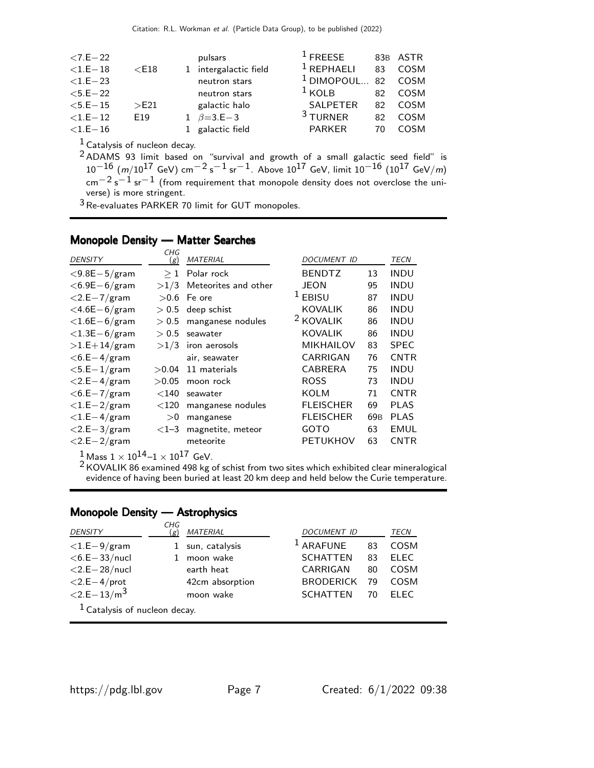| | | | | | | |
|---|---|---|---|---|---|---|
| <7.E−22 | | | pulsars | [1] FREESE | 83B | ASTR |
| <1.E−18 | <E18 | 1 | intergalactic field | [1] REPHAELI | 83 | COSM |
| <1.E−23 | | | neutron stars | [1] DIMOPOUL... | 82 | COSM |
| <5.E−22 | | | neutron stars | [1] KOLB | 82 | COSM |
| <5.E−15 | >E21 | | galactic halo | SALPETER | 82 | COSM |
| <1.E−12 | E19 | 1 | $\beta$=3.E−3 | [3] TURNER | 82 | COSM |
| <1.E−16 | | 1 | galactic field | PARKER | 70 | COSM |

[1] Catalysis of nucleon decay.

[2] ADAMS 93 limit based on "survival and growth of a small galactic seed field" is $10^{-16}$ $(m/10^{17}$ GeV) cm$^{-2}$ s$^{-1}$ sr$^{-1}$. Above $10^{17}$ GeV, limit $10^{-16}$ $(10^{17}$ GeV$/m)$ cm$^{-2}$ s$^{-1}$ sr$^{-1}$ (from requirement that monopole density does not overclose the universe) is more stringent.

[3] Re-evaluates PARKER 70 limit for GUT monopoles.

## Monopole Density — Matter Searches

| DENSITY | CHG (g) | MATERIAL | DOCUMENT ID | | TECN |
|---|---|---|---|---|---|
| <9.8E−5/gram | ≥ 1 | Polar rock | BENDTZ | 13 | INDU |
| <6.9E−6/gram | >1/3 | Meteorites and other | JEON | 95 | INDU |
| <2.E−7/gram | >0.6 | Fe ore | [1] EBISU | 87 | INDU |
| <4.6E−6/gram | > 0.5 | deep schist | KOVALIK | 86 | INDU |
| <1.6E−6/gram | > 0.5 | manganese nodules | [2] KOVALIK | 86 | INDU |
| <1.3E−6/gram | > 0.5 | seawater | KOVALIK | 86 | INDU |
| >1.E+14/gram | >1/3 | iron aerosols | MIKHAILOV | 83 | SPEC |
| <6.E−4/gram | | air, seawater | CARRIGAN | 76 | CNTR |
| <5.E−1/gram | >0.04 | 11 materials | CABRERA | 75 | INDU |
| <2.E−4/gram | >0.05 | moon rock | ROSS | 73 | INDU |
| <6.E−7/gram | <140 | seawater | KOLM | 71 | CNTR |
| <1.E−2/gram | <120 | manganese nodules | FLEISCHER | 69 | PLAS |
| <1.E−4/gram | >0 | manganese | FLEISCHER | 69B | PLAS |
| <2.E−3/gram | <1–3 | magnetite, meteor | GOTO | 63 | EMUL |
| <2.E−2/gram | | meteorite | PETUKHOV | 63 | CNTR |

[1] Mass $1 \times 10^{14}$–$1 \times 10^{17}$ GeV.

[2] KOVALIK 86 examined 498 kg of schist from two sites which exhibited clear mineralogical evidence of having been buried at least 20 km deep and held below the Curie temperature.

## Monopole Density — Astrophysics

| DENSITY | CHG (g) | MATERIAL | DOCUMENT ID | | TECN |
|---|---|---|---|---|---|
| <1.E−9/gram | 1 | sun, catalysis | [1] ARAFUNE | 83 | COSM |
| <6.E−33/nucl | 1 | moon wake | SCHATTEN | 83 | ELEC |
| <2.E−28/nucl | | earth heat | CARRIGAN | 80 | COSM |
| <2.E−4/prot | | 42cm absorption | BRODERICK | 79 | COSM |
| <2.E−13/m$^3$ | | moon wake | SCHATTEN | 70 | ELEC |

[1] Catalysis of nucleon decay.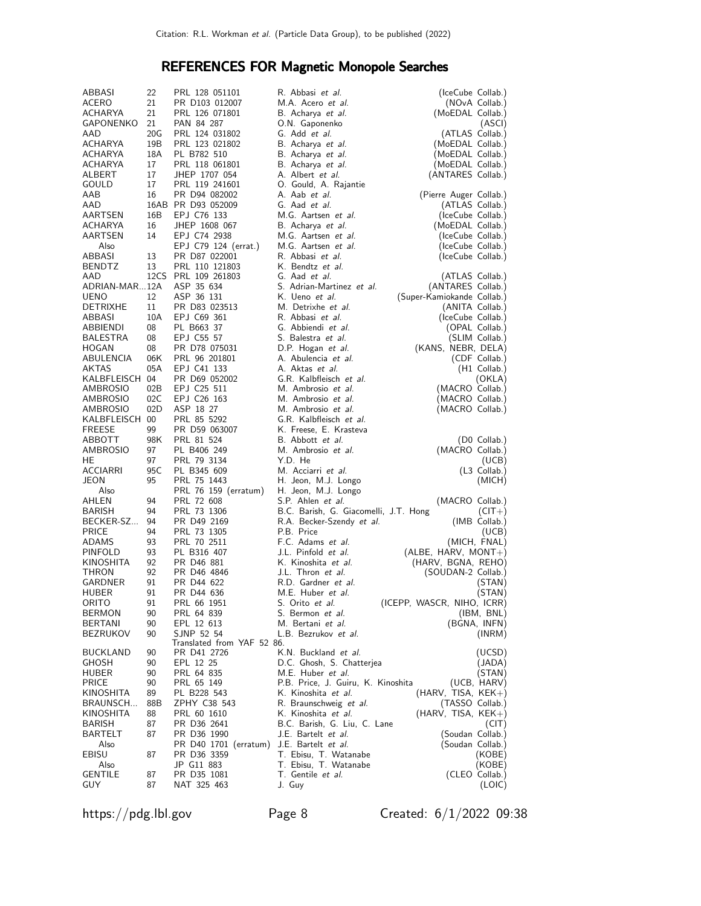## REFERENCES FOR Magnetic Monopole Searches

| | | | | |
|---|---|---|---|---|
| ABBASI | 22 | PRL 128 051101 | R. Abbasi *et al.* | (IceCube Collab.) |
| ACERO | 21 | PR D103 012007 | M.A. Acero *et al.* | (NOvA Collab.) |
| ACHARYA | 21 | PRL 126 071801 | B. Acharya *et al.* | (MoEDAL Collab.) |
| GAPONENKO | 21 | PAN 84 287 | O.N. Gaponenko | (ASCI) |
| AAD | 20G | PRL 124 031802 | G. Add *et al.* | (ATLAS Collab.) |
| ACHARYA | 19B | PRL 123 021802 | B. Acharya *et al.* | (MoEDAL Collab.) |
| ACHARYA | 18A | PL B782 510 | B. Acharya *et al.* | (MoEDAL Collab.) |
| ACHARYA | 17 | PRL 118 061801 | B. Acharya *et al.* | (MoEDAL Collab.) |
| ALBERT | 17 | JHEP 1707 054 | A. Albert *et al.* | (ANTARES Collab.) |
| GOULD | 17 | PRL 119 241601 | O. Gould, A. Rajantie | |
| AAB | 16 | PR D94 082002 | A. Aab *et al.* | (Pierre Auger Collab.) |
| AAD | 16AB | PR D93 052009 | G. Aad *et al.* | (ATLAS Collab.) |
| AARTSEN | 16B | EPJ C76 133 | M.G. Aartsen *et al.* | (IceCube Collab.) |
| ACHARYA | 16 | JHEP 1608 067 | B. Acharya *et al.* | (MoEDAL Collab.) |
| AARTSEN | 14 | EPJ C74 2938 | M.G. Aartsen *et al.* | (IceCube Collab.) |
| Also | | EPJ C79 124 (errat.) | M.G. Aartsen *et al.* | (IceCube Collab.) |
| ABBASI | 13 | PR D87 022001 | R. Abbasi *et al.* | (IceCube Collab.) |
| BENDTZ | 13 | PRL 110 121803 | K. Bendtz *et al.* | |
| AAD | 12CS | PRL 109 261803 | G. Aad *et al.* | (ATLAS Collab.) |
| ADRIAN-MAR... | 12A | ASP 35 634 | S. Adrian-Martinez *et al.* | (ANTARES Collab.) |
| UENO | 12 | ASP 36 131 | K. Ueno *et al.* | (Super-Kamiokande Collab.) |
| DETRIXHE | 11 | PR D83 023513 | M. Detrixhe *et al.* | (ANITA Collab.) |
| ABBASI | 10A | EPJ C69 361 | R. Abbasi *et al.* | (IceCube Collab.) |
| ABBIENDI | 08 | PL B663 37 | G. Abbiendi *et al.* | (OPAL Collab.) |
| BALESTRA | 08 | EPJ C55 57 | S. Balestra *et al.* | (SLIM Collab.) |
| HOGAN | 08 | PR D78 075031 | D.P. Hogan *et al.* | (KANS, NEBR, DELA) |
| ABULENCIA | 06K | PRL 96 201801 | A. Abulencia *et al.* | (CDF Collab.) |
| AKTAS | 05A | EPJ C41 133 | A. Aktas *et al.* | (H1 Collab.) |
| KALBFLEISCH | 04 | PR D69 052002 | G.R. Kalbfleisch *et al.* | (OKLA) |
| AMBROSIO | 02B | EPJ C25 511 | M. Ambrosio *et al.* | (MACRO Collab.) |
| AMBROSIO | 02C | EPJ C26 163 | M. Ambrosio *et al.* | (MACRO Collab.) |
| AMBROSIO | 02D | ASP 18 27 | M. Ambrosio *et al.* | (MACRO Collab.) |
| KALBFLEISCH | 00 | PRL 85 5292 | G.R. Kalbfleisch *et al.* | |
| FREESE | 99 | PR D59 063007 | K. Freese, E. Krasteva | |
| ABBOTT | 98K | PRL 81 524 | B. Abbott *et al.* | (D0 Collab.) |
| AMBROSIO | 97 | PL B406 249 | M. Ambrosio *et al.* | (MACRO Collab.) |
| HE | 97 | PRL 79 3134 | Y.D. He | (UCB) |
| ACCIARRI | 95C | PL B345 609 | M. Acciarri *et al.* | (L3 Collab.) |
| JEON | 95 | PRL 75 1443 | H. Jeon, M.J. Longo | (MICH) |
| Also | | PRL 76 159 (erratum) | H. Jeon, M.J. Longo | |
| AHLEN | 94 | PRL 72 608 | S.P. Ahlen *et al.* | (MACRO Collab.) |
| BARISH | 94 | PRL 73 1306 | B.C. Barish, G. Giacomelli, J.T. Hong | (CIT+) |
| BECKER-SZ... | 94 | PR D49 2169 | R.A. Becker-Szendy *et al.* | (IMB Collab.) |
| PRICE | 94 | PRL 73 1305 | P.B. Price | (UCB) |
| ADAMS | 93 | PRL 70 2511 | F.C. Adams *et al.* | (MICH, FNAL) |
| PINFOLD | 93 | PL B316 407 | J.L. Pinfold *et al.* | (ALBE, HARV, MONT+) |
| KINOSHITA | 92 | PR D46 881 | K. Kinoshita *et al.* | (HARV, BGNA, REHO) |
| THRON | 92 | PR D46 4846 | J.L. Thron *et al.* | (SOUDAN-2 Collab.) |
| GARDNER | 91 | PR D44 622 | R.D. Gardner *et al.* | (STAN) |
| HUBER | 91 | PR D44 636 | M.E. Huber *et al.* | (STAN) |
| ORITO | 91 | PRL 66 1951 | S. Orito *et al.* | (ICEPP, WASCR, NIHO, ICRR) |
| BERMON | 90 | PRL 64 839 | S. Bermon *et al.* | (IBM, BNL) |
| BERTANI | 90 | EPL 12 613 | M. Bertani *et al.* | (BGNA, INFN) |
| BEZRUKOV | 90 | SJNP 52 54 | L.B. Bezrukov *et al.* | (INRM) |
| | | Translated from YAF 52 86. | | |
| BUCKLAND | 90 | PR D41 2726 | K.N. Buckland *et al.* | (UCSD) |
| GHOSH | 90 | EPL 12 25 | D.C. Ghosh, S. Chatterjea | (JADA) |
| HUBER | 90 | PRL 64 835 | M.E. Huber *et al.* | (STAN) |
| PRICE | 90 | PRL 65 149 | P.B. Price, J. Guiru, K. Kinoshita | (UCB, HARV) |
| KINOSHITA | 89 | PL B228 543 | K. Kinoshita *et al.* | (HARV, TISA, KEK+) |
| BRAUNSCH... | 88B | ZPHY C38 543 | R. Braunschweig *et al.* | (TASSO Collab.) |
| KINOSHITA | 88 | PRL 60 1610 | K. Kinoshita *et al.* | (HARV, TISA, KEK+) |
| BARISH | 87 | PR D36 2641 | B.C. Barish, G. Liu, C. Lane | (CIT) |
| BARTELT | 87 | PR D36 1990 | J.E. Bartelt *et al.* | (Soudan Collab.) |
| Also | | PR D40 1701 (erratum) | J.E. Bartelt *et al.* | (Soudan Collab.) |
| EBISU | 87 | PR D36 3359 | T. Ebisu, T. Watanabe | (KOBE) |
| Also | | JP G11 883 | T. Ebisu, T. Watanabe | (KOBE) |
| GENTILE | 87 | PR D35 1081 | T. Gentile *et al.* | (CLEO Collab.) |
| GUY | 87 | NAT 325 463 | J. Guy | (LOIC) |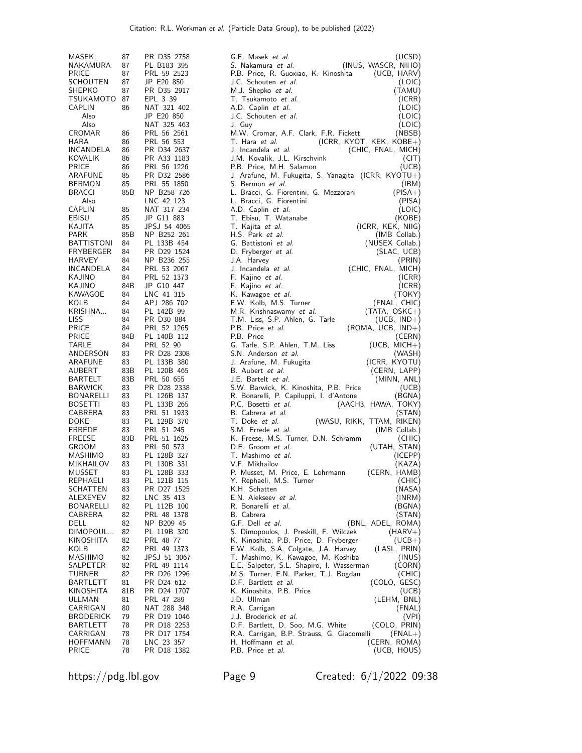| | | | | |
|---|---|---|---|---|
| MASEK | 87 | PR D35 2758 | G.E. Masek *et al.* | (UCSD) |
| NAKAMURA | 87 | PL B183 395 | S. Nakamura *et al.* | (INUS, WASCR, NIHO) |
| PRICE | 87 | PRL 59 2523 | P.B. Price, R. Guoxiao, K. Kinoshita | (UCB, HARV) |
| SCHOUTEN | 87 | JP E20 850 | J.C. Schouten *et al.* | (LOIC) |
| SHEPKO | 87 | PR D35 2917 | M.J. Shepko *et al.* | (TAMU) |
| TSUKAMOTO | 87 | EPL 3 39 | T. Tsukamoto *et al.* | (ICRR) |
| CAPLIN | 86 | NAT 321 402 | A.D. Caplin *et al.* | (LOIC) |
| Also | | JP E20 850 | J.C. Schouten *et al.* | (LOIC) |
| Also | | NAT 325 463 | J. Guy | (LOIC) |
| CROMAR | 86 | PRL 56 2561 | M.W. Cromar, A.F. Clark, F.R. Fickett | (NBSB) |
| HARA | 86 | PRL 56 553 | T. Hara *et al.* | (ICRR, KYOT, KEK, KOBE+) |
| INCANDELA | 86 | PR D34 2637 | J. Incandela *et al.* | (CHIC, FNAL, MICH) |
| KOVALIK | 86 | PR A33 1183 | J.M. Kovalik, J.L. Kirschvink | (CIT) |
| PRICE | 86 | PRL 56 1226 | P.B. Price, M.H. Salamon | (UCB) |
| ARAFUNE | 85 | PR D32 2586 | J. Arafune, M. Fukugita, S. Yanagita | (ICRR, KYOTU+) |
| BERMON | 85 | PRL 55 1850 | S. Bermon *et al.* | (IBM) |
| BRACCI | 85B | NP B258 726 | L. Bracci, G. Fiorentini, G. Mezzorani | (PISA+) |
| Also | | LNC 42 123 | L. Bracci, G. Fiorentini | (PISA) |
| CAPLIN | 85 | NAT 317 234 | A.D. Caplin *et al.* | (LOIC) |
| EBISU | 85 | JP G11 883 | T. Ebisu, T. Watanabe | (KOBE) |
| KAJITA | 85 | JPSJ 54 4065 | T. Kajita *et al.* | (ICRR, KEK, NIIG) |
| PARK | 85B | NP B252 261 | H.S. Park *et al.* | (IMB Collab.) |
| BATTISTONI | 84 | PL 133B 454 | G. Battistoni *et al.* | (NUSEX Collab.) |
| FRYBERGER | 84 | PR D29 1524 | D. Fryberger *et al.* | (SLAC, UCB) |
| HARVEY | 84 | NP B236 255 | J.A. Harvey | (PRIN) |
| INCANDELA | 84 | PRL 53 2067 | J. Incandela *et al.* | (CHIC, FNAL, MICH) |
| KAJINO | 84 | PRL 52 1373 | F. Kajino *et al.* | (ICRR) |
| KAJINO | 84B | JP G10 447 | F. Kajino *et al.* | (ICRR) |
| KAWAGOE | 84 | LNC 41 315 | K. Kawagoe *et al.* | (TOKY) |
| KOLB | 84 | APJ 286 702 | E.W. Kolb, M.S. Turner | (FNAL, CHIC) |
| KRISHNA... | 84 | PL 142B 99 | M.R. Krishnaswamy *et al.* | (TATA, OSKC+) |
| LISS | 84 | PR D30 884 | T.M. Liss, S.P. Ahlen, G. Tarle | (UCB, IND+) |
| PRICE | 84 | PRL 52 1265 | P.B. Price *et al.* | (ROMA, UCB, IND+) |
| PRICE | 84B | PL 140B 112 | P.B. Price | (CERN) |
| TARLE | 84 | PRL 52 90 | G. Tarle, S.P. Ahlen, T.M. Liss | (UCB, MICH+) |
| ANDERSON | 83 | PR D28 2308 | S.N. Anderson *et al.* | (WASH) |
| ARAFUNE | 83 | PL 133B 380 | J. Arafune, M. Fukugita | (ICRR, KYOTU) |
| AUBERT | 83B | PL 120B 465 | B. Aubert *et al.* | (CERN, LAPP) |
| BARTELT | 83B | PRL 50 655 | J.E. Bartelt *et al.* | (MINN, ANL) |
| BARWICK | 83 | PR D28 2338 | S.W. Barwick, K. Kinoshita, P.B. Price | (UCB) |
| BONARELLI | 83 | PL 126B 137 | R. Bonarelli, P. Capiluppi, I. d'Antone | (BGNA) |
| BOSETTI | 83 | PL 133B 265 | P.C. Bosetti *et al.* | (AACH3, HAWA, TOKY) |
| CABRERA | 83 | PRL 51 1933 | B. Cabrera *et al.* | (STAN) |
| DOKE | 83 | PL 129B 370 | T. Doke *et al.* | (WASU, RIKK, TTAM, RIKEN) |
| ERREDE | 83 | PRL 51 245 | S.M. Errede *et al.* | (IMB Collab.) |
| FREESE | 83B | PRL 51 1625 | K. Freese, M.S. Turner, D.N. Schramm | (CHIC) |
| GROOM | 83 | PRL 50 573 | D.E. Groom *et al.* | (UTAH, STAN) |
| MASHIMO | 83 | PL 128B 327 | T. Mashimo *et al.* | (ICEPP) |
| MIKHAILOV | 83 | PL 130B 331 | V.F. Mikhailov | (KAZA) |
| MUSSET | 83 | PL 128B 333 | P. Musset, M. Price, E. Lohrmann | (CERN, HAMB) |
| REPHAELI | 83 | PL 121B 115 | Y. Rephaeli, M.S. Turner | (CHIC) |
| SCHATTEN | 83 | PR D27 1525 | K.H. Schatten | (NASA) |
| ALEXEYEV | 82 | LNC 35 413 | E.N. Alekseev *et al.* | (INRM) |
| BONARELLI | 82 | PL 112B 100 | R. Bonarelli *et al.* | (BGNA) |
| CABRERA | 82 | PRL 48 1378 | B. Cabrera | (STAN) |
| DELL | 82 | NP B209 45 | G.F. Dell *et al.* | (BNL, ADEL, ROMA) |
| DIMOPOUL... | 82 | PL 119B 320 | S. Dimopoulos, J. Preskill, F. Wilczek | (HARV+) |
| KINOSHITA | 82 | PRL 48 77 | K. Kinoshita, P.B. Price, D. Fryberger | (UCB+) |
| KOLB | 82 | PRL 49 1373 | E.W. Kolb, S.A. Colgate, J.A. Harvey | (LASL, PRIN) |
| MASHIMO | 82 | JPSJ 51 3067 | T. Mashimo, K. Kawagoe, M. Koshiba | (INUS) |
| SALPETER | 82 | PRL 49 1114 | E.E. Salpeter, S.L. Shapiro, I. Wasserman | (CORN) |
| TURNER | 82 | PR D26 1296 | M.S. Turner, E.N. Parker, T.J. Bogdan | (CHIC) |
| BARTLETT | 81 | PR D24 612 | D.F. Bartlett *et al.* | (COLO, GESC) |
| KINOSHITA | 81B | PR D24 1707 | K. Kinoshita, P.B. Price | (UCB) |
| ULLMAN | 81 | PRL 47 289 | J.D. Ullman | (LEHM, BNL) |
| CARRIGAN | 80 | NAT 288 348 | R.A. Carrigan | (FNAL) |
| BRODERICK | 79 | PR D19 1046 | J.J. Broderick *et al.* | (VPI) |
| BARTLETT | 78 | PR D18 2253 | D.F. Bartlett, D. Soo, M.G. White | (COLO, PRIN) |
| CARRIGAN | 78 | PR D17 1754 | R.A. Carrigan, B.P. Strauss, G. Giacomelli | (FNAL+) |
| HOFFMANN | 78 | LNC 23 357 | H. Hoffmann *et al.* | (CERN, ROMA) |
| PRICE | 78 | PR D18 1382 | P.B. Price *et al.* | (UCB, HOUS) |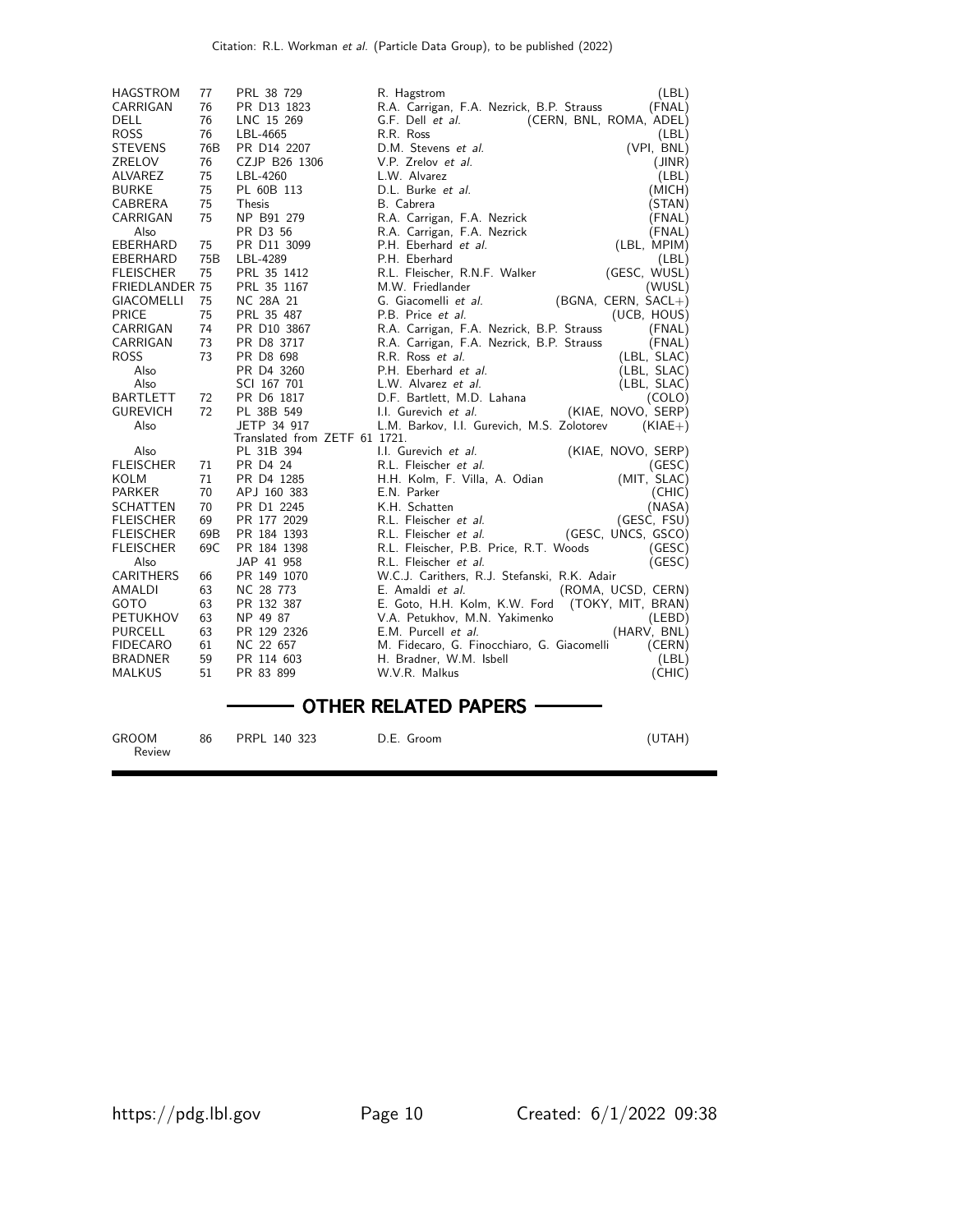| | | | | |
|---|---|---|---|---|
| HAGSTROM | 77 | PRL 38 729 | R. Hagstrom | (LBL) |
| CARRIGAN | 76 | PR D13 1823 | R.A. Carrigan, F.A. Nezrick, B.P. Strauss | (FNAL) |
| DELL | 76 | LNC 15 269 | G.F. Dell *et al.* | (CERN, BNL, ROMA, ADEL) |
| ROSS | 76 | LBL-4665 | R.R. Ross | (LBL) |
| STEVENS | 76B | PR D14 2207 | D.M. Stevens *et al.* | (VPI, BNL) |
| ZRELOV | 76 | CZJP B26 1306 | V.P. Zrelov *et al.* | (JINR) |
| ALVAREZ | 75 | LBL-4260 | L.W. Alvarez | (LBL) |
| BURKE | 75 | PL 60B 113 | D.L. Burke *et al.* | (MICH) |
| CABRERA | 75 | Thesis | B. Cabrera | (STAN) |
| CARRIGAN | 75 | NP B91 279 | R.A. Carrigan, F.A. Nezrick | (FNAL) |
| Also | | PR D3 56 | R.A. Carrigan, F.A. Nezrick | (FNAL) |
| EBERHARD | 75 | PR D11 3099 | P.H. Eberhard *et al.* | (LBL, MPIM) |
| EBERHARD | 75B | LBL-4289 | P.H. Eberhard | (LBL) |
| FLEISCHER | 75 | PRL 35 1412 | R.L. Fleischer, R.N.F. Walker | (GESC, WUSL) |
| FRIEDLANDER | 75 | PRL 35 1167 | M.W. Friedlander | (WUSL) |
| GIACOMELLI | 75 | NC 28A 21 | G. Giacomelli *et al.* | (BGNA, CERN, SACL+) |
| PRICE | 75 | PRL 35 487 | P.B. Price *et al.* | (UCB, HOUS) |
| CARRIGAN | 74 | PR D10 3867 | R.A. Carrigan, F.A. Nezrick, B.P. Strauss | (FNAL) |
| CARRIGAN | 73 | PR D8 3717 | R.A. Carrigan, F.A. Nezrick, B.P. Strauss | (FNAL) |
| ROSS | 73 | PR D8 698 | R.R. Ross *et al.* | (LBL, SLAC) |
| Also | | PR D4 3260 | P.H. Eberhard *et al.* | (LBL, SLAC) |
| Also | | SCI 167 701 | L.W. Alvarez *et al.* | (LBL, SLAC) |
| BARTLETT | 72 | PR D6 1817 | D.F. Bartlett, M.D. Lahana | (COLO) |
| GUREVICH | 72 | PL 38B 549 | I.I. Gurevich *et al.* | (KIAE, NOVO, SERP) |
| Also | | JETP 34 917 | L.M. Barkov, I.I. Gurevich, M.S. Zolotorev | (KIAE+) |
| | | Translated from ZETF 61 1721. | | |
| Also | | PL 31B 394 | I.I. Gurevich *et al.* | (KIAE, NOVO, SERP) |
| FLEISCHER | 71 | PR D4 24 | R.L. Fleischer *et al.* | (GESC) |
| KOLM | 71 | PR D4 1285 | H.H. Kolm, F. Villa, A. Odian | (MIT, SLAC) |
| PARKER | 70 | APJ 160 383 | E.N. Parker | (CHIC) |
| SCHATTEN | 70 | PR D1 2245 | K.H. Schatten | (NASA) |
| FLEISCHER | 69 | PR 177 2029 | R.L. Fleischer *et al.* | (GESC, FSU) |
| FLEISCHER | 69B | PR 184 1393 | R.L. Fleischer *et al.* | (GESC, UNCS, GSCO) |
| FLEISCHER | 69C | PR 184 1398 | R.L. Fleischer, P.B. Price, R.T. Woods | (GESC) |
| Also | | JAP 41 958 | R.L. Fleischer *et al.* | (GESC) |
| CARITHERS | 66 | PR 149 1070 | W.C.J. Carithers, R.J. Stefanski, R.K. Adair | |
| AMALDI | 63 | NC 28 773 | E. Amaldi *et al.* | (ROMA, UCSD, CERN) |
| GOTO | 63 | PR 132 387 | E. Goto, H.H. Kolm, K.W. Ford | (TOKY, MIT, BRAN) |
| PETUKHOV | 63 | NP 49 87 | V.A. Petukhov, M.N. Yakimenko | (LEBD) |
| PURCELL | 63 | PR 129 2326 | E.M. Purcell *et al.* | (HARV, BNL) |
| FIDECARO | 61 | NC 22 657 | M. Fidecaro, G. Finocchiaro, G. Giacomelli | (CERN) |
| BRADNER | 59 | PR 114 603 | H. Bradner, W.M. Isbell | (LBL) |
| MALKUS | 51 | PR 83 899 | W.V.R. Malkus | (CHIC) |

## OTHER RELATED PAPERS

| | | | | |
|---|---|---|---|---|
| GROOM | 86 | PRPL 140 323 | D.E. Groom | (UTAH) |
| Review | | | | |